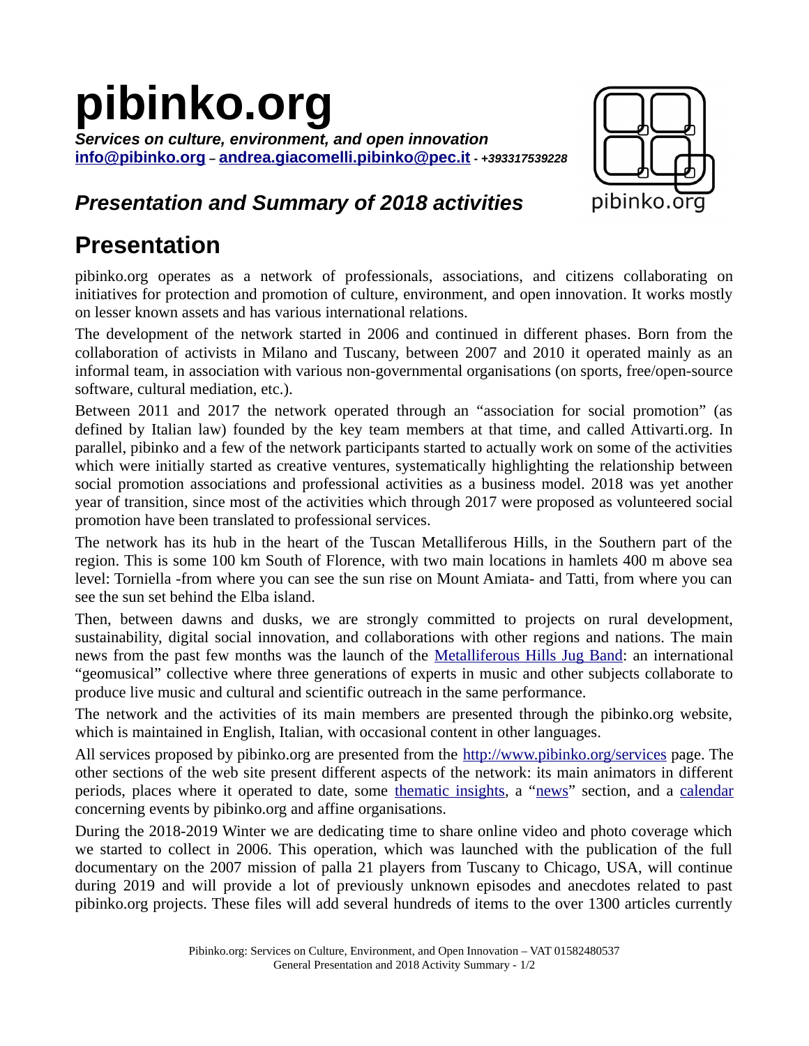# pibinko.org

***Services on culture, environment, and open innovation***

**[info@pibinko.org](mailto:info@pibinko.org) – [andrea.giacomelli.pibinko@pec.it](mailto:andrea.giacomelli.pibinko@pec.it)** ***- +393317539228***

## *Presentation and Summary of 2018 activities*

## Presentation

pibinko.org operates as a network of professionals, associations, and citizens collaborating on initiatives for protection and promotion of culture, environment, and open innovation. It works mostly on lesser known assets and has various international relations.

The development of the network started in 2006 and continued in different phases. Born from the collaboration of activists in Milano and Tuscany, between 2007 and 2010 it operated mainly as an informal team, in association with various non-governmental organisations (on sports, free/open-source software, cultural mediation, etc.).

Between 2011 and 2017 the network operated through an “association for social promotion” (as defined by Italian law) founded by the key team members at that time, and called Attivarti.org. In parallel, pibinko and a few of the network participants started to actually work on some of the activities which were initially started as creative ventures, systematically highlighting the relationship between social promotion associations and professional activities as a business model. 2018 was yet another year of transition, since most of the activities which through 2017 were proposed as volunteered social promotion have been translated to professional services.

The network has its hub in the heart of the Tuscan Metalliferous Hills, in the Southern part of the region. This is some 100 km South of Florence, with two main locations in hamlets 400 m above sea level: Torniella -from where you can see the sun rise on Mount Amiata- and Tatti, from where you can see the sun set behind the Elba island.

Then, between dawns and dusks, we are strongly committed to projects on rural development, sustainability, digital social innovation, and collaborations with other regions and nations. The main news from the past few months was the launch of the Metalliferous Hills Jug Band: an international “geomusical” collective where three generations of experts in music and other subjects collaborate to produce live music and cultural and scientific outreach in the same performance.

The network and the activities of its main members are presented through the pibinko.org website, which is maintained in English, Italian, with occasional content in other languages.

All services proposed by pibinko.org are presented from the http://www.pibinko.org/services page. The other sections of the web site present different aspects of the network: its main animators in different periods, places where it operated to date, some thematic insights, a “news” section, and a calendar concerning events by pibinko.org and affine organisations.

During the 2018-2019 Winter we are dedicating time to share online video and photo coverage which we started to collect in 2006. This operation, which was launched with the publication of the full documentary on the 2007 mission of palla 21 players from Tuscany to Chicago, USA, will continue during 2019 and will provide a lot of previously unknown episodes and anecdotes related to past pibinko.org projects. These files will add several hundreds of items to the over 1300 articles currently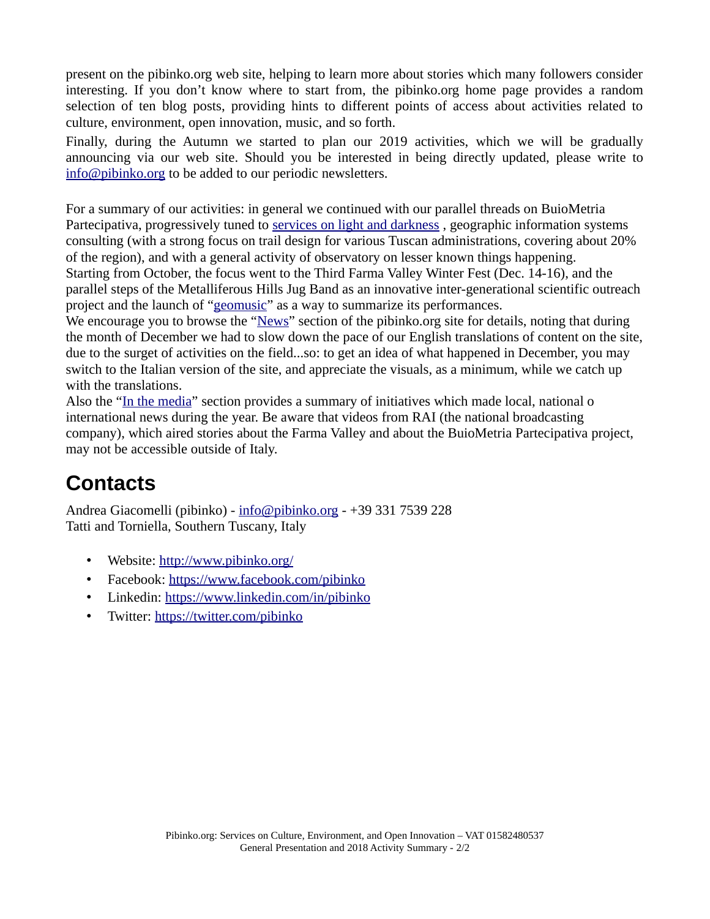present on the pibinko.org web site, helping to learn more about stories which many followers consider interesting. If you don't know where to start from, the pibinko.org home page provides a random selection of ten blog posts, providing hints to different points of access about activities related to culture, environment, open innovation, music, and so forth.

Finally, during the Autumn we started to plan our 2019 activities, which we will be gradually announcing via our web site. Should you be interested in being directly updated, please write to info@pibinko.org to be added to our periodic newsletters.

For a summary of our activities: in general we continued with our parallel threads on BuioMetria Partecipativa, progressively tuned to services on light and darkness , geographic information systems consulting (with a strong focus on trail design for various Tuscan administrations, covering about 20% of the region), and with a general activity of observatory on lesser known things happening.
Starting from October, the focus went to the Third Farma Valley Winter Fest (Dec. 14-16), and the parallel steps of the Metalliferous Hills Jug Band as an innovative inter-generational scientific outreach project and the launch of "geomusic" as a way to summarize its performances.
We encourage you to browse the "News" section of the pibinko.org site for details, noting that during the month of December we had to slow down the pace of our English translations of content on the site, due to the surget of activities on the field...so: to get an idea of what happened in December, you may switch to the Italian version of the site, and appreciate the visuals, as a minimum, while we catch up with the translations.
Also the "In the media" section provides a summary of initiatives which made local, national o international news during the year. Be aware that videos from RAI (the national broadcasting company), which aired stories about the Farma Valley and about the BuioMetria Partecipativa project, may not be accessible outside of Italy.

## Contacts

Andrea Giacomelli (pibinko) - info@pibinko.org - +39 331 7539 228
Tatti and Torniella, Southern Tuscany, Italy

- Website: http://www.pibinko.org/
- Facebook: https://www.facebook.com/pibinko
- Linkedin: https://www.linkedin.com/in/pibinko
- Twitter: https://twitter.com/pibinko